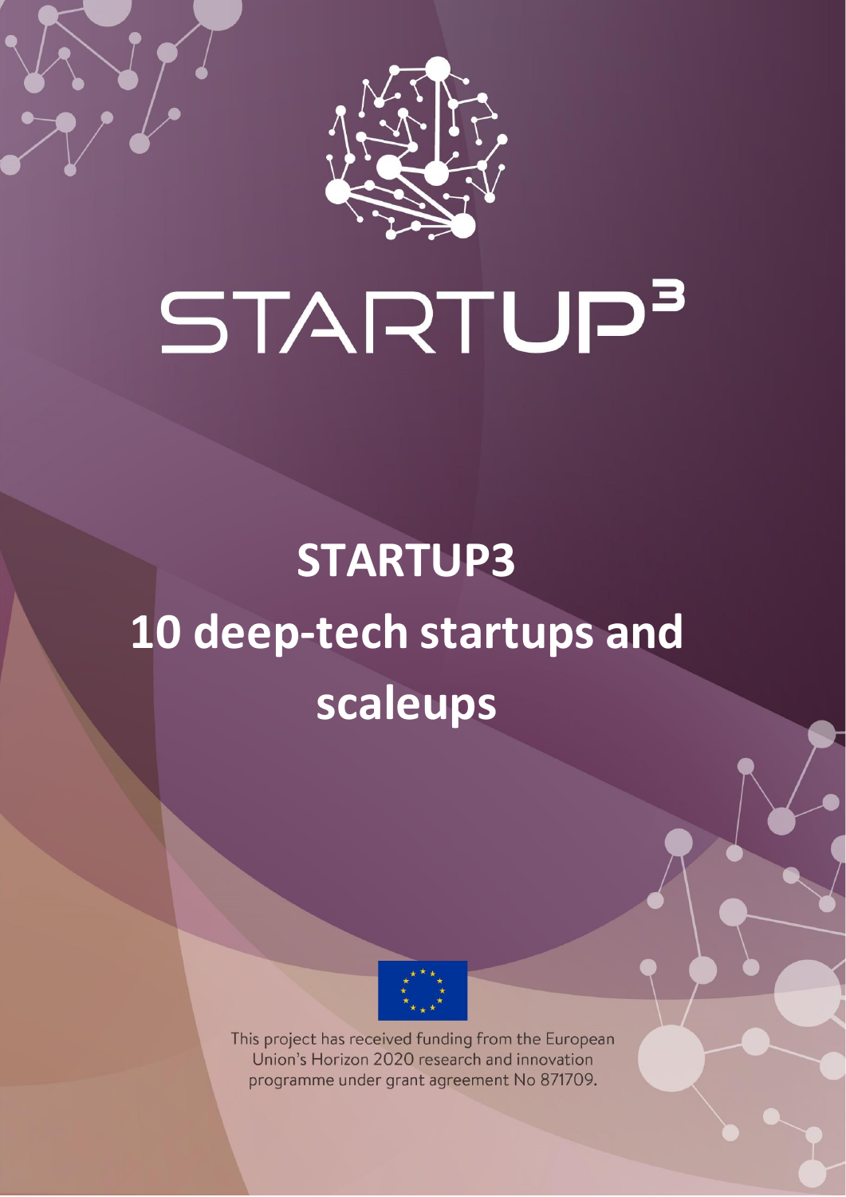# STARTUP³

# STARTUP3 10 deep-tech startups and scaleups

This project has received funding from the European Union's Horizon 2020 research and innovation programme under grant agreement No 871709.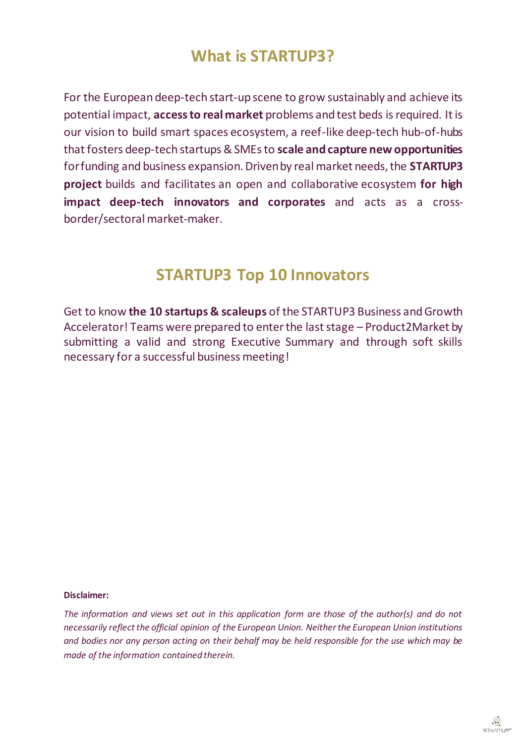# What is STARTUP3?

For the European deep-tech start-up scene to grow sustainably and achieve its potential impact, **access to real market** problems and test beds is required. It is our vision to build smart spaces ecosystem, a reef-like deep-tech hub-of-hubs that fosters deep-tech startups & SMEs to **scale and capture new opportunities** for funding and business expansion. Driven by real market needs, the **STARTUP3 project** builds and facilitates an open and collaborative ecosystem **for high impact deep-tech innovators and corporates** and acts as a cross-border/sectoral market-maker.

# STARTUP3 Top 10 Innovators

Get to know **the 10 startups & scaleups** of the STARTUP3 Business and Growth Accelerator! Teams were prepared to enter the last stage – Product2Market by submitting a valid and strong Executive Summary and through soft skills necessary for a successful business meeting!

**Disclaimer:**

*The information and views set out in this application form are those of the author(s) and do not necessarily reflect the official opinion of the European Union. Neither the European Union institutions and bodies nor any person acting on their behalf may be held responsible for the use which may be made of the information contained therein.*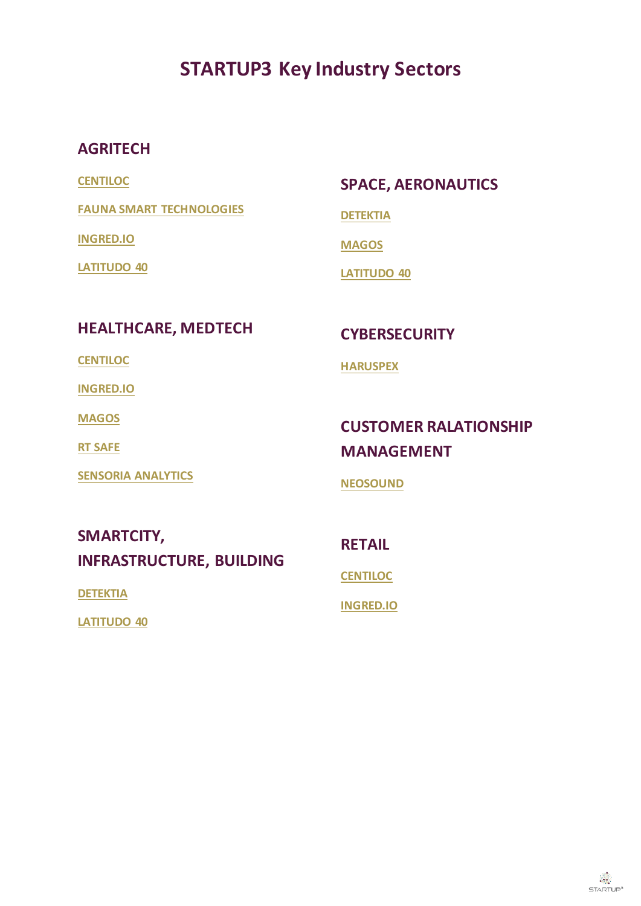# STARTUP3 Key Industry Sectors

## AGRITECH

CENTILOC

FAUNA SMART TECHNOLOGIES

INGRED.IO

LATITUDO 40

## HEALTHCARE, MEDTECH

CENTILOC

INGRED.IO

MAGOS

RT SAFE

SENSORIA ANALYTICS

## SMARTCITY, INFRASTRUCTURE, BUILDING

DETEKTIA

LATITUDO 40

## SPACE, AERONAUTICS

DETEKTIA

MAGOS

LATITUDO 40

## CYBERSECURITY

HARUSPEX

## CUSTOMER RALATIONSHIP MANAGEMENT

NEOSOUND

## RETAIL

CENTILOC

INGRED.IO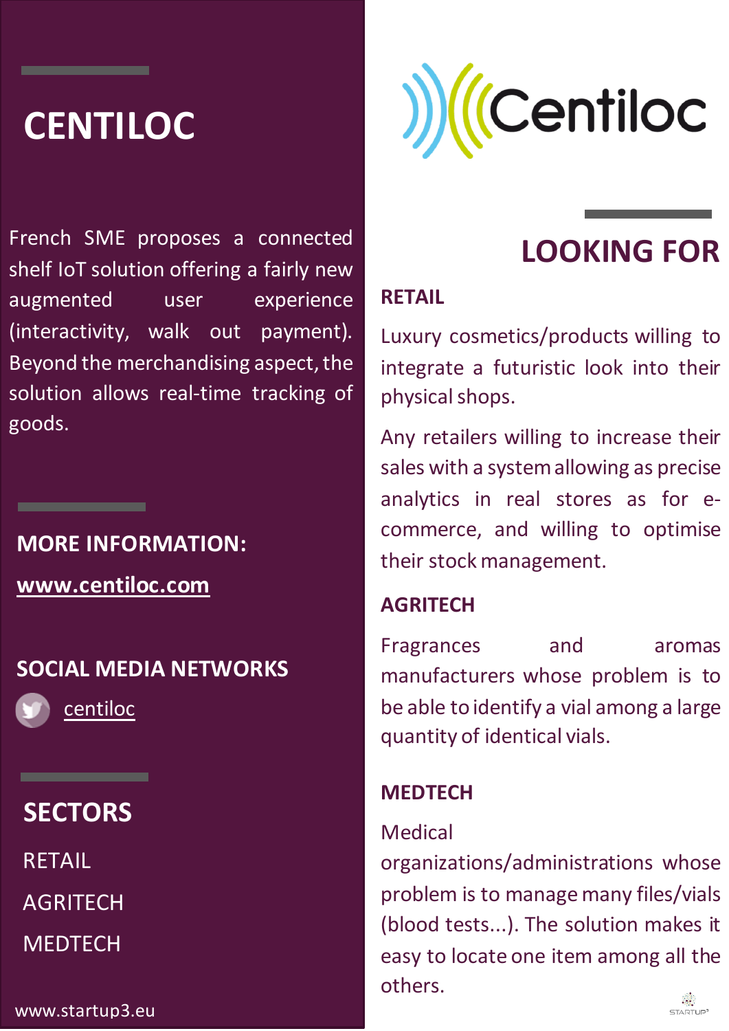# CENTILOC

French SME proposes a connected shelf IoT solution offering a fairly new augmented user experience (interactivity, walk out payment). Beyond the merchandising aspect, the solution allows real-time tracking of goods.

## MORE INFORMATION:

**www.centiloc.com**

## SOCIAL MEDIA NETWORKS

centiloc

## SECTORS

RETAIL

AGRITECH

MEDTECH

## LOOKING FOR

### RETAIL

Luxury cosmetics/products willing to integrate a futuristic look into their physical shops.

Any retailers willing to increase their sales with a system allowing as precise analytics in real stores as for e-commerce, and willing to optimise their stock management.

### AGRITECH

Fragrances and aromas manufacturers whose problem is to be able to identify a vial among a large quantity of identical vials.

### MEDTECH

Medical organizations/administrations whose problem is to manage many files/vials (blood tests...). The solution makes it easy to locate one item among all the others.

www.startup3.eu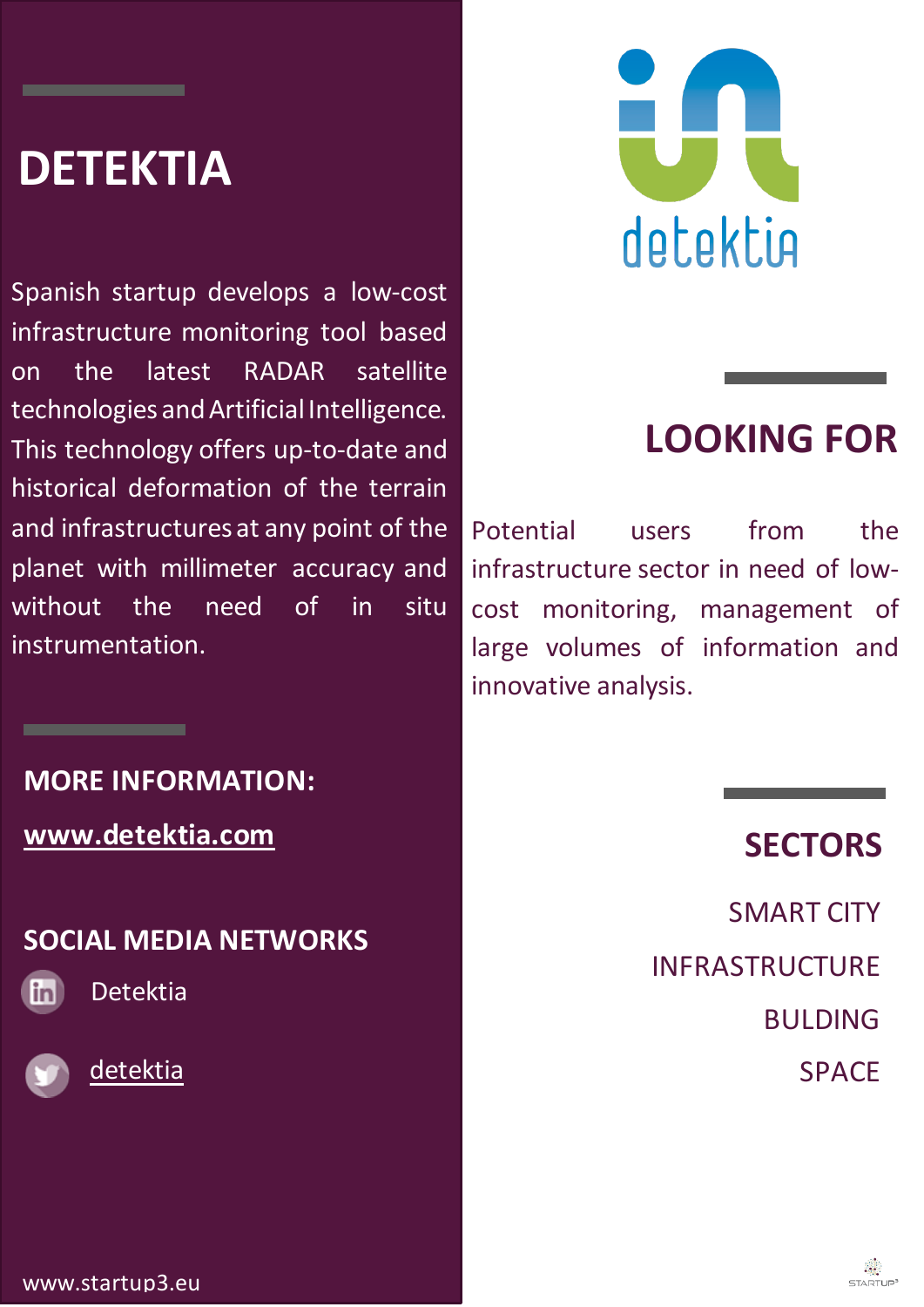# DETEKTIA

Spanish startup develops a low-cost infrastructure monitoring tool based on the latest RADAR satellite technologies and Artificial Intelligence. This technology offers up-to-date and historical deformation of the terrain and infrastructures at any point of the planet with millimeter accuracy and without the need of in situ instrumentation.

## MORE INFORMATION:

**www.detektia.com**

## SOCIAL MEDIA NETWORKS

Detektia

detektia

## LOOKING FOR

Potential users from the infrastructure sector in need of low-cost monitoring, management of large volumes of information and innovative analysis.

## SECTORS

SMART CITY

INFRASTRUCTURE

BULDING

SPACE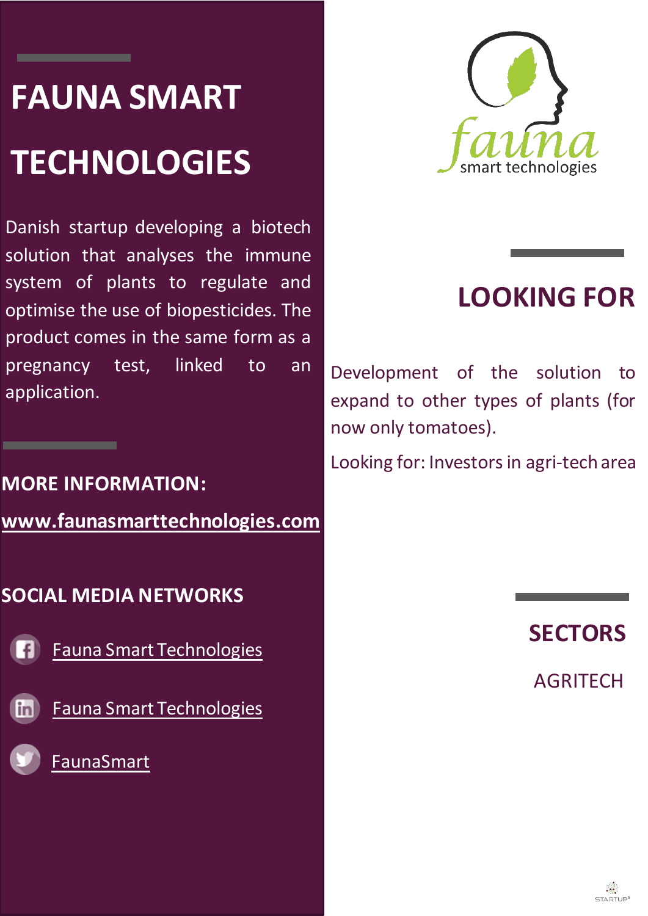# FAUNA SMART TECHNOLOGIES

Danish startup developing a biotech solution that analyses the immune system of plants to regulate and optimise the use of biopesticides. The product comes in the same form as a pregnancy test, linked to an application.

## MORE INFORMATION:

www.faunasmarttechnologies.com

## SOCIAL MEDIA NETWORKS

Fauna Smart Technologies

Fauna Smart Technologies

FaunaSmart

## LOOKING FOR

Development of the solution to expand to other types of plants (for now only tomatoes).

Looking for: Investors in agri-tech area

## SECTORS

AGRITECH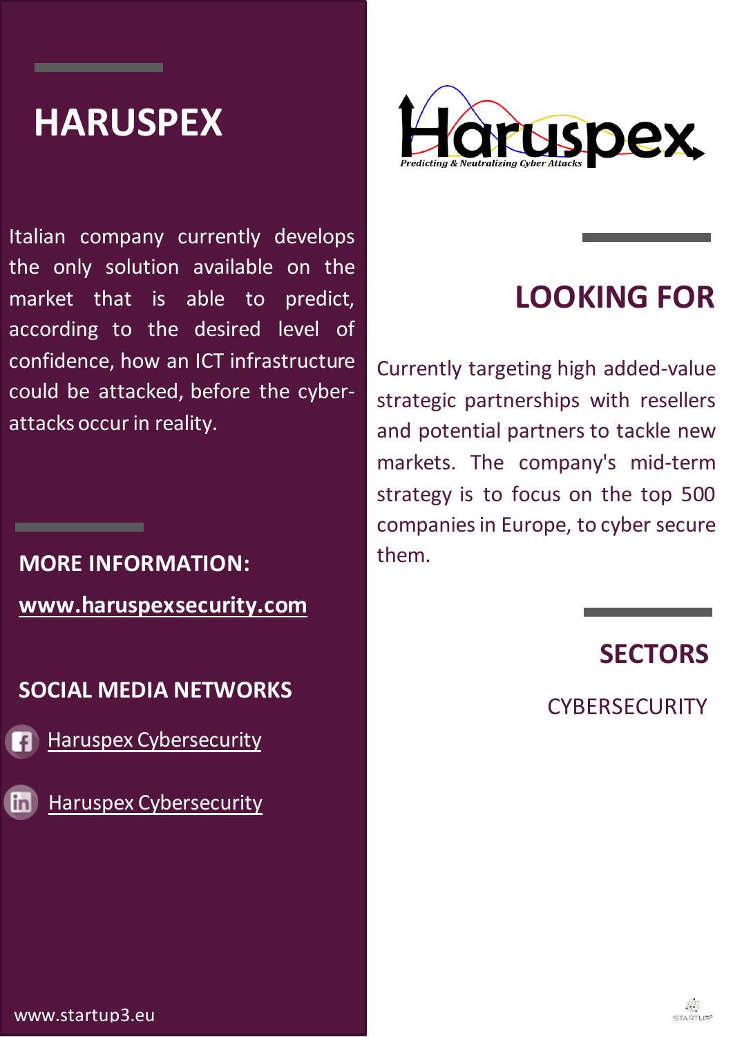# HARUSPEX

Italian company currently develops the only solution available on the market that is able to predict, according to the desired level of confidence, how an ICT infrastructure could be attacked, before the cyber-attacks occur in reality.

**MORE INFORMATION:**

**www.haruspexsecurity.com**

**SOCIAL MEDIA NETWORKS**

Haruspex Cybersecurity

Haruspex Cybersecurity

Haruspex
*Predicting & Neutralizing Cyber Attacks*

## LOOKING FOR

Currently targeting high added-value strategic partnerships with resellers and potential partners to tackle new markets. The company's mid-term strategy is to focus on the top 500 companies in Europe, to cyber secure them.

## SECTORS

CYBERSECURITY

www.startup3.eu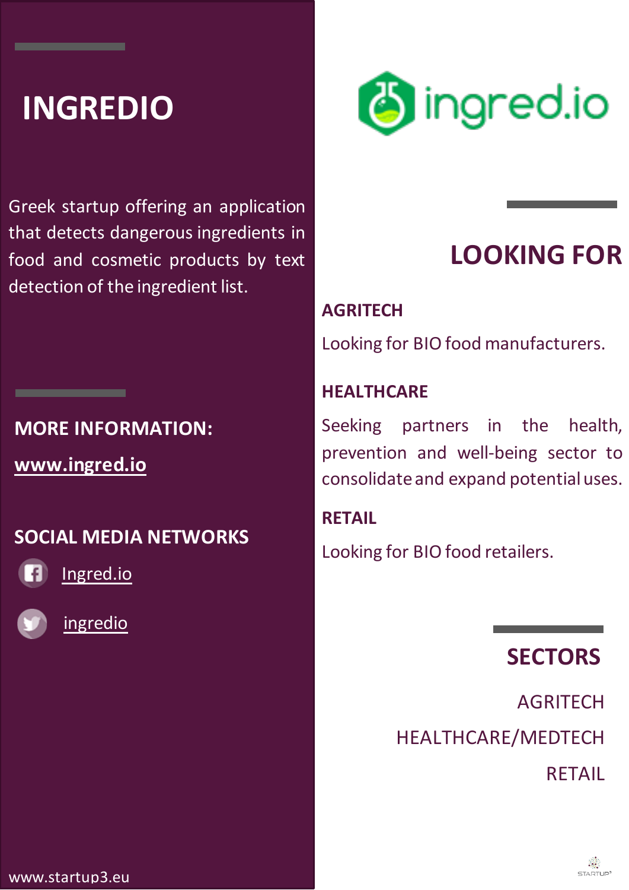# INGREDIO

Greek startup offering an application that detects dangerous ingredients in food and cosmetic products by text detection of the ingredient list.

## MORE INFORMATION:

**www.ingred.io**

## SOCIAL MEDIA NETWORKS

Ingred.io

ingredio

## LOOKING FOR

### AGRITECH

Looking for BIO food manufacturers.

### HEALTHCARE

Seeking partners in the health, prevention and well-being sector to consolidate and expand potential uses.

### RETAIL

Looking for BIO food retailers.

## SECTORS

AGRITECH

HEALTHCARE/MEDTECH

RETAIL

www.startup3.eu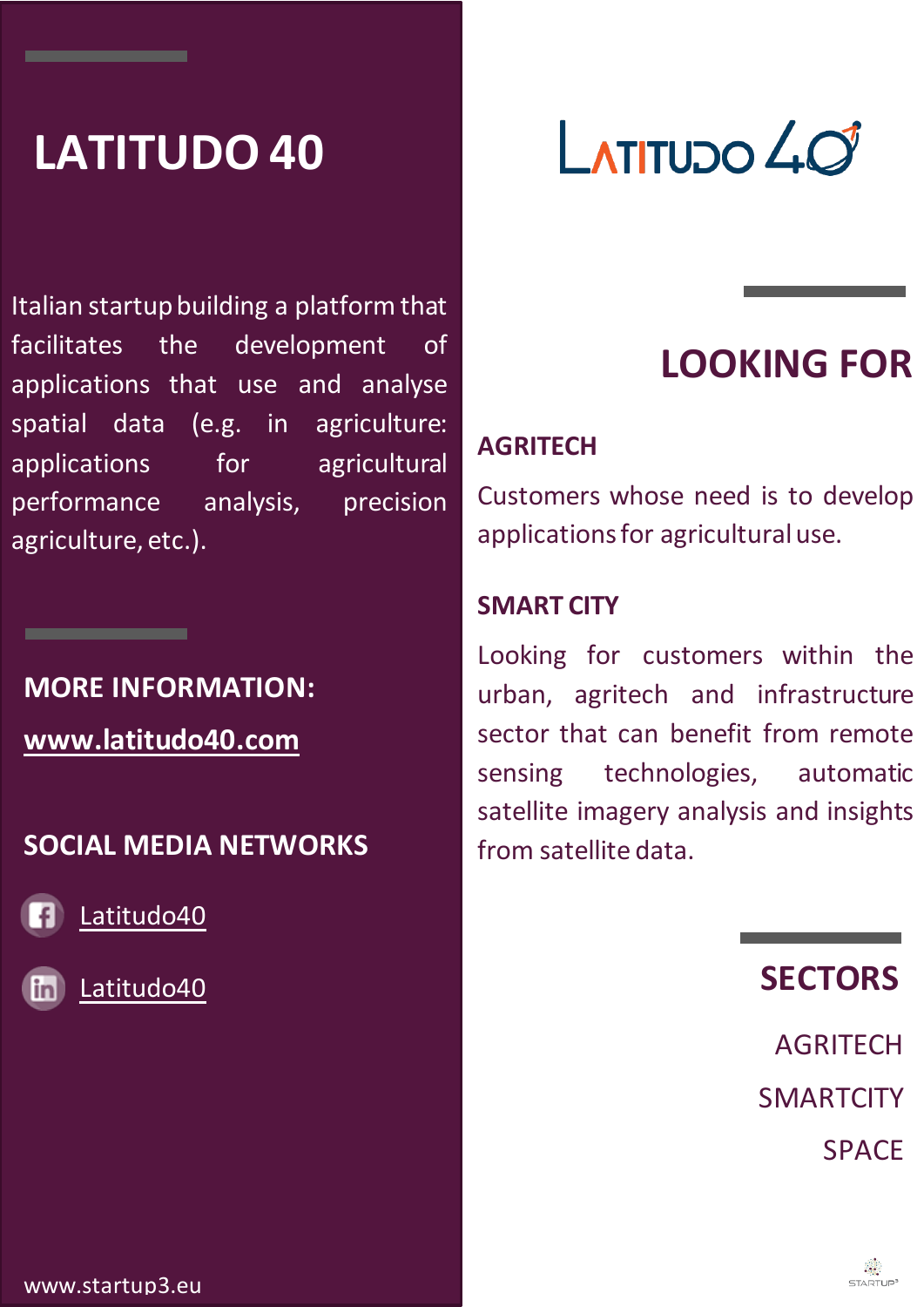# LATITUDO 40

Italian startup building a platform that facilitates the development of applications that use and analyse spatial data (e.g. in agriculture: applications for agricultural performance analysis, precision agriculture, etc.).

**MORE INFORMATION:**

**www.latitudo40.com**

**SOCIAL MEDIA NETWORKS**

Latitudo40

Latitudo40

## LOOKING FOR

### AGRITECH

Customers whose need is to develop applications for agricultural use.

### SMART CITY

Looking for customers within the urban, agritech and infrastructure sector that can benefit from remote sensing technologies, automatic satellite imagery analysis and insights from satellite data.

## SECTORS

AGRITECH

SMARTCITY

SPACE

www.startup3.eu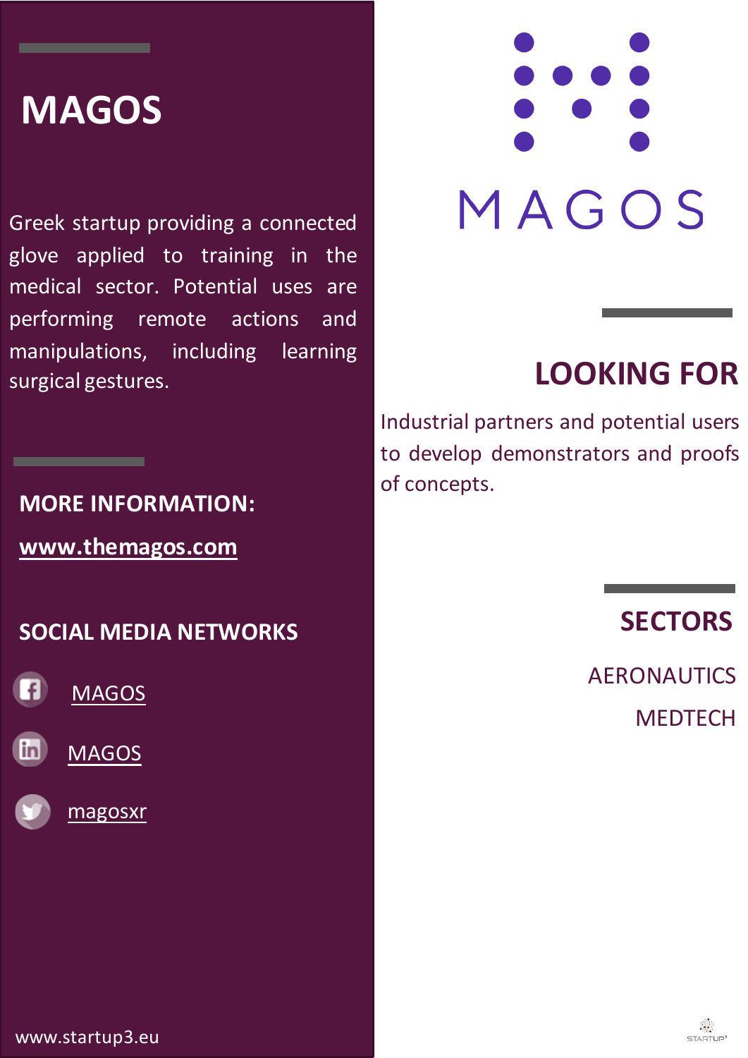# MAGOS

Greek startup providing a connected glove applied to training in the medical sector. Potential uses are performing remote actions and manipulations, including learning surgical gestures.

## MORE INFORMATION:

**www.themagos.com**

## SOCIAL MEDIA NETWORKS

MAGOS

MAGOS

magosxr

## LOOKING FOR

Industrial partners and potential users to develop demonstrators and proofs of concepts.

## SECTORS

AERONAUTICS

MEDTECH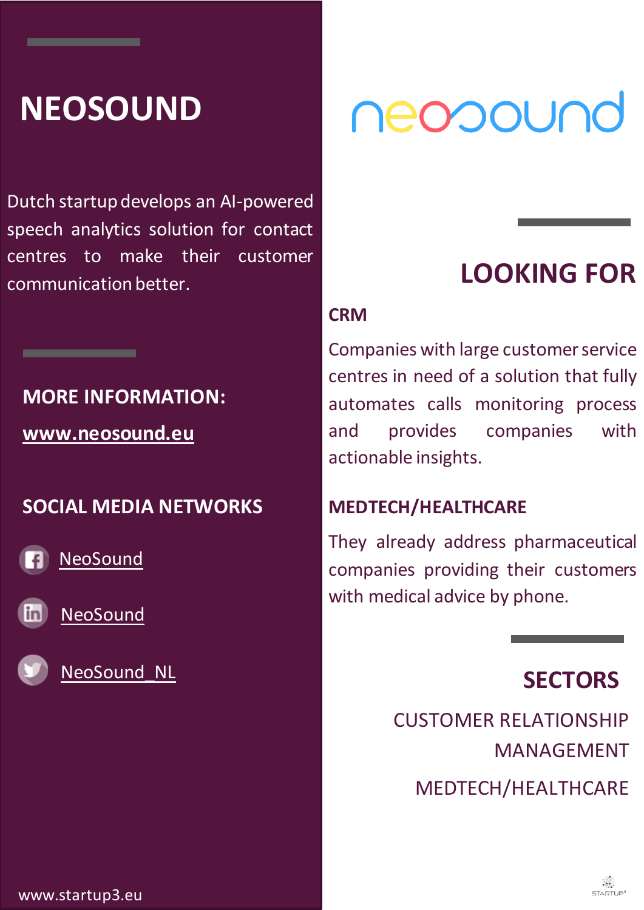# NEOSOUND

Dutch startup develops an AI-powered speech analytics solution for contact centres to make their customer communication better.

## MORE INFORMATION:

**[www.neosound.eu](http://www.neosound.eu)**

## SOCIAL MEDIA NETWORKS

- NeoSound
- NeoSound
- NeoSound_NL

www.startup3.eu

neosound

## LOOKING FOR

### CRM

Companies with large customer service centres in need of a solution that fully automates calls monitoring process and provides companies with actionable insights.

### MEDTECH/HEALTHCARE

They already address pharmaceutical companies providing their customers with medical advice by phone.

## SECTORS

CUSTOMER RELATIONSHIP MANAGEMENT

MEDTECH/HEALTHCARE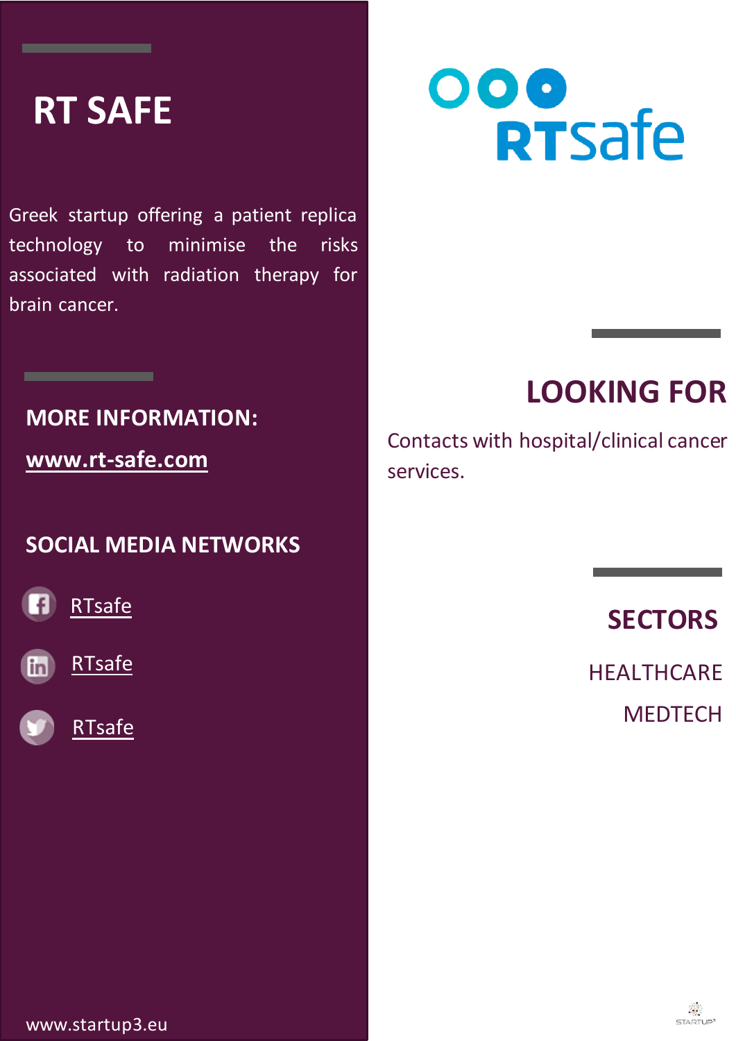# RT SAFE

Greek startup offering a patient replica technology to minimise the risks associated with radiation therapy for brain cancer.

## MORE INFORMATION:

**www.rt-safe.com**

## SOCIAL MEDIA NETWORKS

- Facebook: RTsafe
- LinkedIn: RTsafe
- Twitter: RTsafe

www.startup3.eu

RTsafe

## LOOKING FOR

Contacts with hospital/clinical cancer services.

## SECTORS

HEALTHCARE

MEDTECH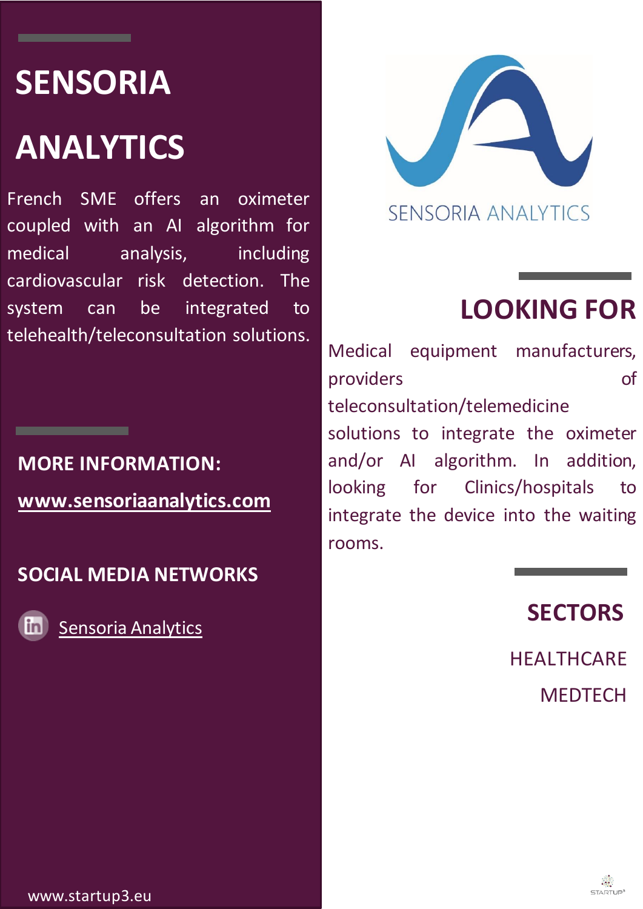# SENSORIA ANALYTICS

French SME offers an oximeter coupled with an AI algorithm for medical analysis, including cardiovascular risk detection. The system can be integrated to telehealth/teleconsultation solutions.

## MORE INFORMATION:

**www.sensoriaanalytics.com**

## SOCIAL MEDIA NETWORKS

Sensoria Analytics

SENSORIA ANALYTICS

## LOOKING FOR

Medical equipment manufacturers, providers of teleconsultation/telemedicine solutions to integrate the oximeter and/or AI algorithm. In addition, looking for Clinics/hospitals to integrate the device into the waiting rooms.

## SECTORS

HEALTHCARE

MEDTECH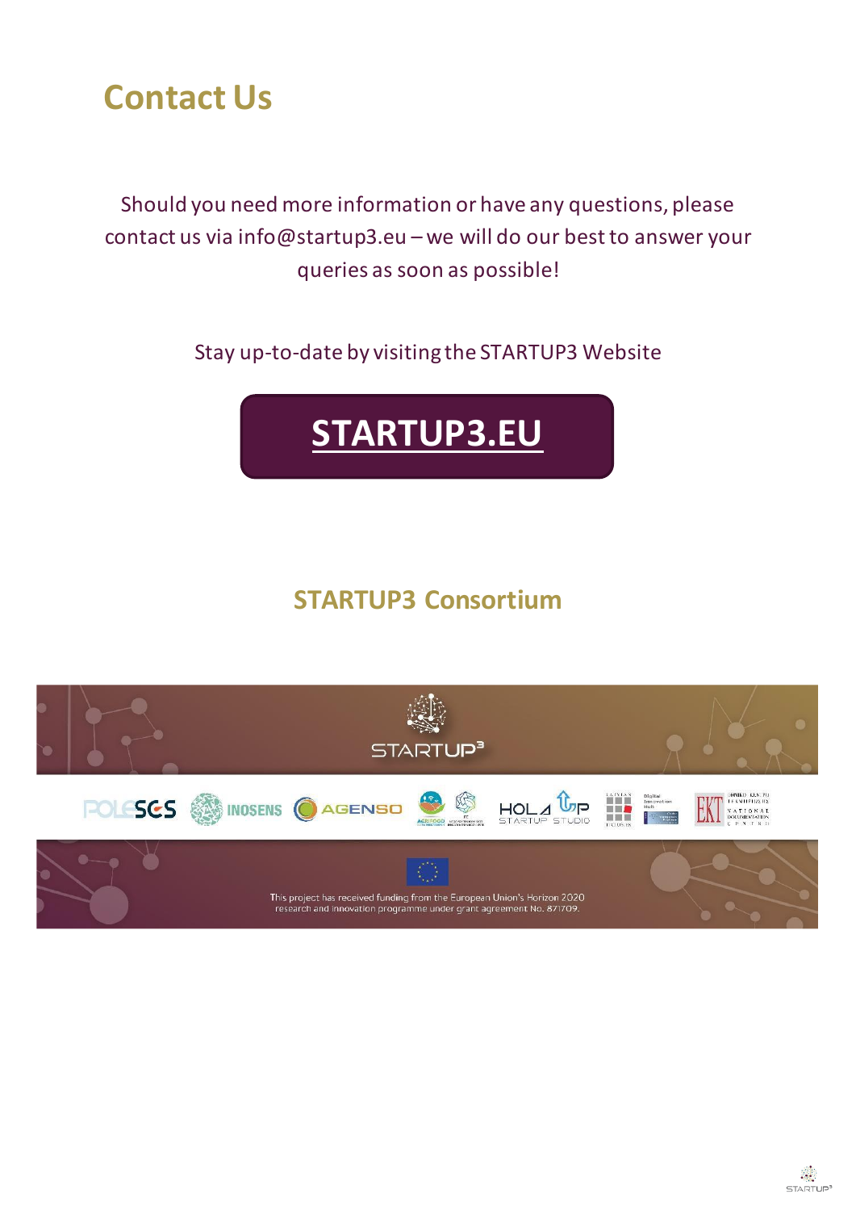# Contact Us

Should you need more information or have any questions, please contact us via info@startup3.eu – we will do our best to answer your queries as soon as possible!

Stay up-to-date by visiting the STARTUP3 Website

**STARTUP3.EU**

## STARTUP3 Consortium

STARTUP³

This project has received funding from the European Union's Horizon 2020 research and innovation programme under grant agreement No. 871709.